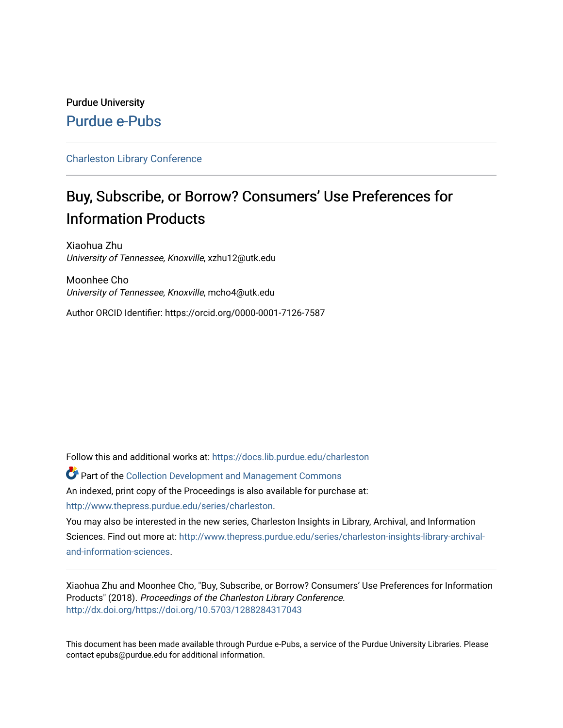Purdue University

Purdue e-Pubs

Charleston Library Conference

# Buy, Subscribe, or Borrow? Consumers' Use Preferences for Information Products

Xiaohua Zhu
*University of Tennessee, Knoxville*, xzhu12@utk.edu

Moonhee Cho
*University of Tennessee, Knoxville*, mcho4@utk.edu

Author ORCID Identifier: https://orcid.org/0000-0001-7126-7587

Follow this and additional works at: https://docs.lib.purdue.edu/charleston

Part of the Collection Development and Management Commons

An indexed, print copy of the Proceedings is also available for purchase at: http://www.thepress.purdue.edu/series/charleston.

You may also be interested in the new series, Charleston Insights in Library, Archival, and Information Sciences. Find out more at: http://www.thepress.purdue.edu/series/charleston-insights-library-archival-and-information-sciences.

Xiaohua Zhu and Moonhee Cho, "Buy, Subscribe, or Borrow? Consumers' Use Preferences for Information Products" (2018). *Proceedings of the Charleston Library Conference.*
http://dx.doi.org/https://doi.org/10.5703/1288284317043

This document has been made available through Purdue e-Pubs, a service of the Purdue University Libraries. Please contact epubs@purdue.edu for additional information.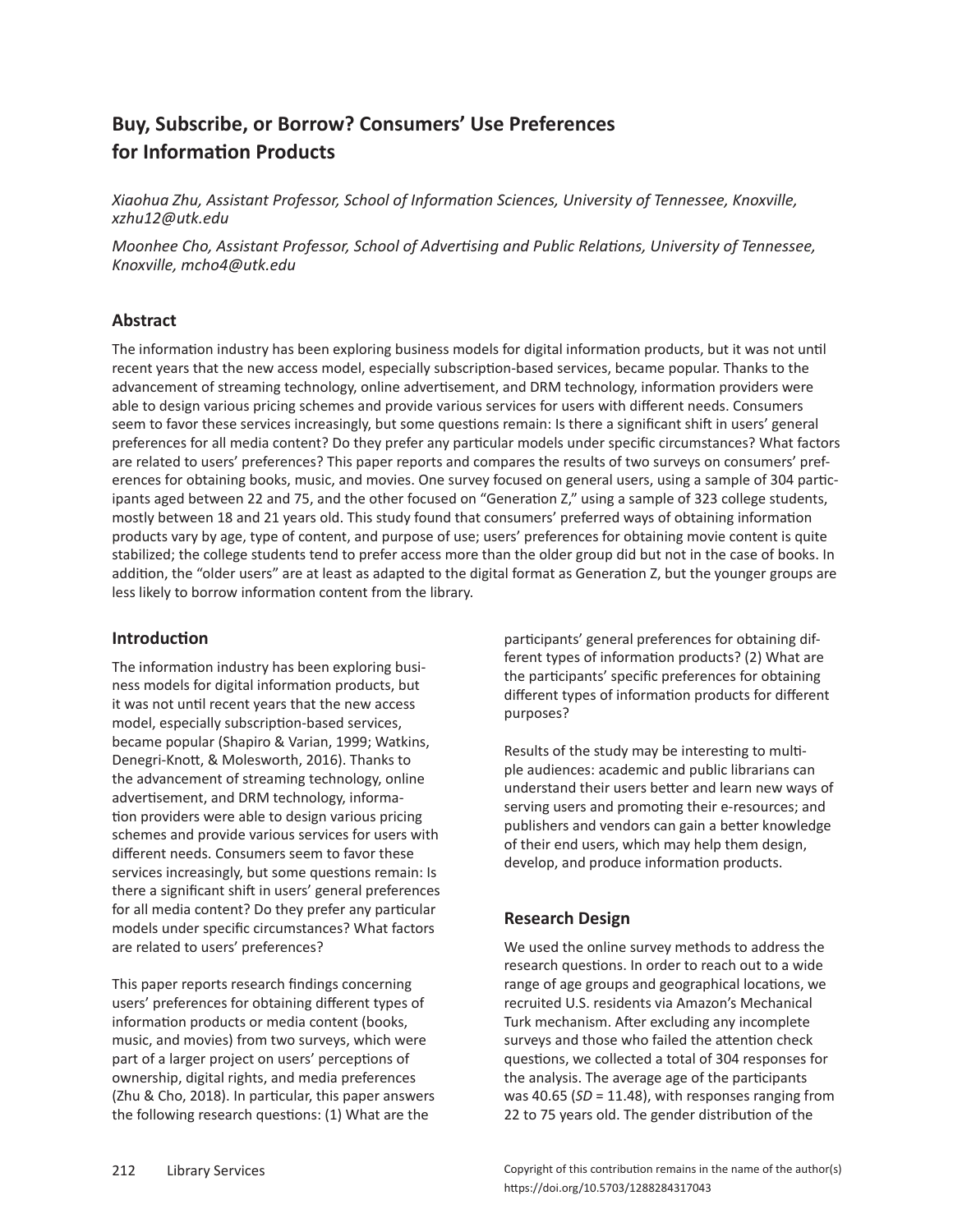# Buy, Subscribe, or Borrow? Consumers' Use Preferences for Information Products

*Xiaohua Zhu, Assistant Professor, School of Information Sciences, University of Tennessee, Knoxville, xzhu12@utk.edu*

*Moonhee Cho, Assistant Professor, School of Advertising and Public Relations, University of Tennessee, Knoxville, mcho4@utk.edu*

## Abstract

The information industry has been exploring business models for digital information products, but it was not until recent years that the new access model, especially subscription-based services, became popular. Thanks to the advancement of streaming technology, online advertisement, and DRM technology, information providers were able to design various pricing schemes and provide various services for users with different needs. Consumers seem to favor these services increasingly, but some questions remain: Is there a significant shift in users' general preferences for all media content? Do they prefer any particular models under specific circumstances? What factors are related to users' preferences? This paper reports and compares the results of two surveys on consumers' preferences for obtaining books, music, and movies. One survey focused on general users, using a sample of 304 participants aged between 22 and 75, and the other focused on "Generation Z," using a sample of 323 college students, mostly between 18 and 21 years old. This study found that consumers' preferred ways of obtaining information products vary by age, type of content, and purpose of use; users' preferences for obtaining movie content is quite stabilized; the college students tend to prefer access more than the older group did but not in the case of books. In addition, the "older users" are at least as adapted to the digital format as Generation Z, but the younger groups are less likely to borrow information content from the library.

## Introduction

The information industry has been exploring business models for digital information products, but it was not until recent years that the new access model, especially subscription-based services, became popular (Shapiro & Varian, 1999; Watkins, Denegri-Knott, & Molesworth, 2016). Thanks to the advancement of streaming technology, online advertisement, and DRM technology, information providers were able to design various pricing schemes and provide various services for users with different needs. Consumers seem to favor these services increasingly, but some questions remain: Is there a significant shift in users' general preferences for all media content? Do they prefer any particular models under specific circumstances? What factors are related to users' preferences?

This paper reports research findings concerning users' preferences for obtaining different types of information products or media content (books, music, and movies) from two surveys, which were part of a larger project on users' perceptions of ownership, digital rights, and media preferences (Zhu & Cho, 2018). In particular, this paper answers the following research questions: (1) What are the participants' general preferences for obtaining different types of information products? (2) What are the participants' specific preferences for obtaining different types of information products for different purposes?

Results of the study may be interesting to multiple audiences: academic and public librarians can understand their users better and learn new ways of serving users and promoting their e-resources; and publishers and vendors can gain a better knowledge of their end users, which may help them design, develop, and produce information products.

## Research Design

We used the online survey methods to address the research questions. In order to reach out to a wide range of age groups and geographical locations, we recruited U.S. residents via Amazon's Mechanical Turk mechanism. After excluding any incomplete surveys and those who failed the attention check questions, we collected a total of 304 responses for the analysis. The average age of the participants was 40.65 (*SD* = 11.48), with responses ranging from 22 to 75 years old. The gender distribution of the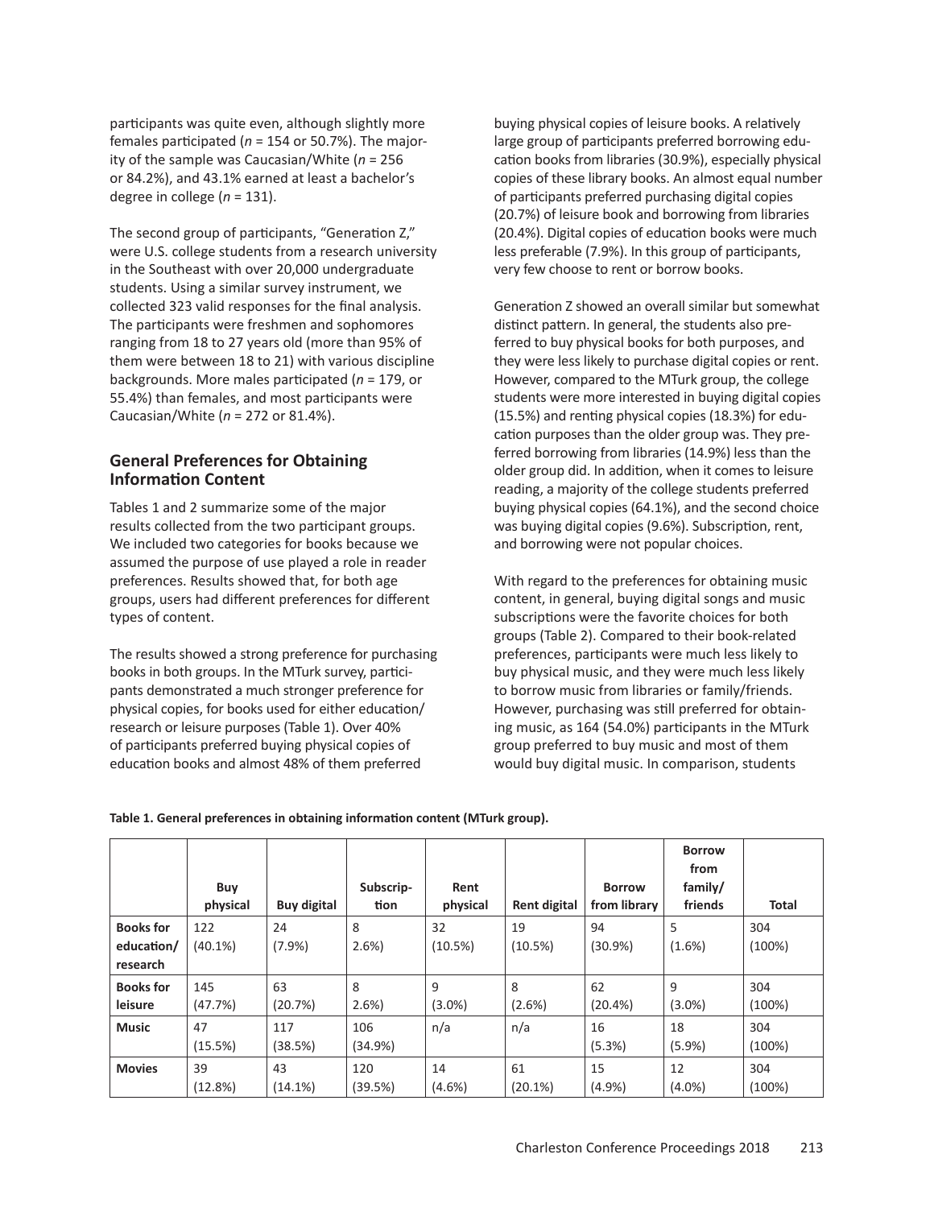participants was quite even, although slightly more females participated ($n$ = 154 or 50.7%). The majority of the sample was Caucasian/White ($n$ = 256 or 84.2%), and 43.1% earned at least a bachelor's degree in college ($n$ = 131).

The second group of participants, "Generation Z," were U.S. college students from a research university in the Southeast with over 20,000 undergraduate students. Using a similar survey instrument, we collected 323 valid responses for the final analysis. The participants were freshmen and sophomores ranging from 18 to 27 years old (more than 95% of them were between 18 to 21) with various discipline backgrounds. More males participated ($n$ = 179, or 55.4%) than females, and most participants were Caucasian/White ($n$ = 272 or 81.4%).

## General Preferences for Obtaining Information Content

Tables 1 and 2 summarize some of the major results collected from the two participant groups. We included two categories for books because we assumed the purpose of use played a role in reader preferences. Results showed that, for both age groups, users had different preferences for different types of content.

The results showed a strong preference for purchasing books in both groups. In the MTurk survey, participants demonstrated a much stronger preference for physical copies, for books used for either education/research or leisure purposes (Table 1). Over 40% of participants preferred buying physical copies of education books and almost 48% of them preferred buying physical copies of leisure books. A relatively large group of participants preferred borrowing education books from libraries (30.9%), especially physical copies of these library books. An almost equal number of participants preferred purchasing digital copies (20.7%) of leisure book and borrowing from libraries (20.4%). Digital copies of education books were much less preferable (7.9%). In this group of participants, very few choose to rent or borrow books.

Generation Z showed an overall similar but somewhat distinct pattern. In general, the students also preferred to buy physical books for both purposes, and they were less likely to purchase digital copies or rent. However, compared to the MTurk group, the college students were more interested in buying digital copies (15.5%) and renting physical copies (18.3%) for education purposes than the older group was. They preferred borrowing from libraries (14.9%) less than the older group did. In addition, when it comes to leisure reading, a majority of the college students preferred buying physical copies (64.1%), and the second choice was buying digital copies (9.6%). Subscription, rent, and borrowing were not popular choices.

With regard to the preferences for obtaining music content, in general, buying digital songs and music subscriptions were the favorite choices for both groups (Table 2). Compared to their book-related preferences, participants were much less likely to buy physical music, and they were much less likely to borrow music from libraries or family/friends. However, purchasing was still preferred for obtaining music, as 164 (54.0%) participants in the MTurk group preferred to buy music and most of them would buy digital music. In comparison, students

**Table 1. General preferences in obtaining information content (MTurk group).**

| | Buy physical | Buy digital | Subscription | Rent physical | Rent digital | Borrow from library | Borrow from family/friends | Total |
|---|---|---|---|---|---|---|---|---|
| **Books for education/research** | 122 (40.1%) | 24 (7.9%) | 8 2.6%) | 32 (10.5%) | 19 (10.5%) | 94 (30.9%) | 5 (1.6%) | 304 (100%) |
| **Books for leisure** | 145 (47.7%) | 63 (20.7%) | 8 2.6%) | 9 (3.0%) | 8 (2.6%) | 62 (20.4%) | 9 (3.0%) | 304 (100%) |
| **Music** | 47 (15.5%) | 117 (38.5%) | 106 (34.9%) | n/a | n/a | 16 (5.3%) | 18 (5.9%) | 304 (100%) |
| **Movies** | 39 (12.8%) | 43 (14.1%) | 120 (39.5%) | 14 (4.6%) | 61 (20.1%) | 15 (4.9%) | 12 (4.0%) | 304 (100%) |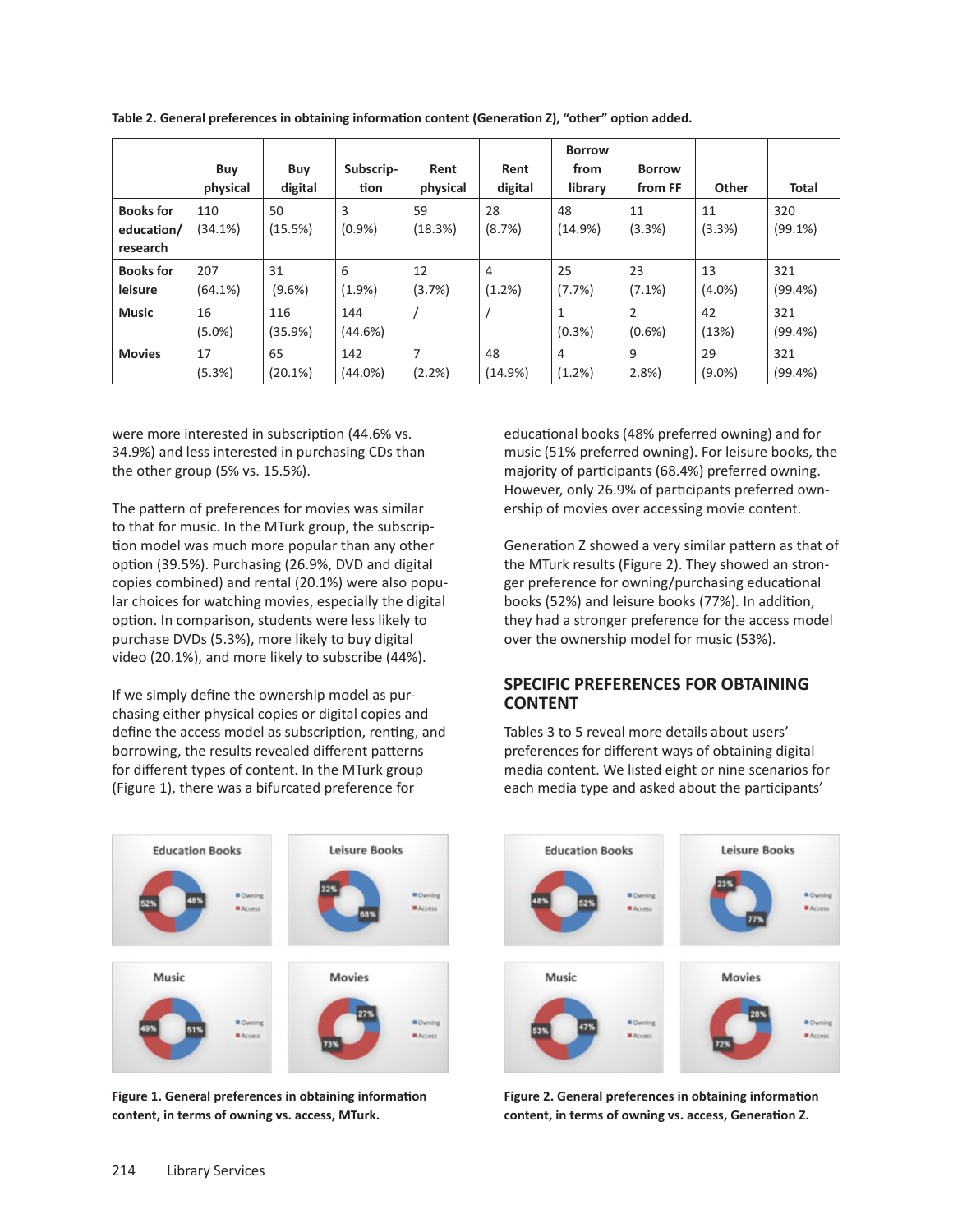**Table 2. General preferences in obtaining information content (Generation Z), "other" option added.**

| | Buy physical | Buy digital | Subscription | Rent physical | Rent digital | Borrow from library | Borrow from FF | Other | Total |
|---|---|---|---|---|---|---|---|---|---|
| **Books for education/ research** | 110 (34.1%) | 50 (15.5%) | 3 (0.9%) | 59 (18.3%) | 28 (8.7%) | 48 (14.9%) | 11 (3.3%) | 11 (3.3%) | 320 (99.1%) |
| **Books for leisure** | 207 (64.1%) | 31 (9.6%) | 6 (1.9%) | 12 (3.7%) | 4 (1.2%) | 25 (7.7%) | 23 (7.1%) | 13 (4.0%) | 321 (99.4%) |
| **Music** | 16 (5.0%) | 116 (35.9%) | 144 (44.6%) | / | / | 1 (0.3%) | 2 (0.6%) | 42 (13%) | 321 (99.4%) |
| **Movies** | 17 (5.3%) | 65 (20.1%) | 142 (44.0%) | 7 (2.2%) | 48 (14.9%) | 4 (1.2%) | 9 2.8%) | 29 (9.0%) | 321 (99.4%) |

were more interested in subscription (44.6% vs. 34.9%) and less interested in purchasing CDs than the other group (5% vs. 15.5%).

The pattern of preferences for movies was similar to that for music. In the MTurk group, the subscription model was much more popular than any other option (39.5%). Purchasing (26.9%, DVD and digital copies combined) and rental (20.1%) were also popular choices for watching movies, especially the digital option. In comparison, students were less likely to purchase DVDs (5.3%), more likely to buy digital video (20.1%), and more likely to subscribe (44%).

If we simply define the ownership model as purchasing either physical copies or digital copies and define the access model as subscription, renting, and borrowing, the results revealed different patterns for different types of content. In the MTurk group (Figure 1), there was a bifurcated preference for educational books (48% preferred owning) and for music (51% preferred owning). For leisure books, the majority of participants (68.4%) preferred owning. However, only 26.9% of participants preferred ownership of movies over accessing movie content.

Generation Z showed a very similar pattern as that of the MTurk results (Figure 2). They showed an stronger preference for owning/purchasing educational books (52%) and leisure books (77%). In addition, they had a stronger preference for the access model over the ownership model for music (53%).

## SPECIFIC PREFERENCES FOR OBTAINING CONTENT

Tables 3 to 5 reveal more details about users' preferences for different ways of obtaining digital media content. We listed eight or nine scenarios for each media type and asked about the participants'

**Figure 1. General preferences in obtaining information content, in terms of owning vs. access, MTurk.**

**Figure 2. General preferences in obtaining information content, in terms of owning vs. access, Generation Z.**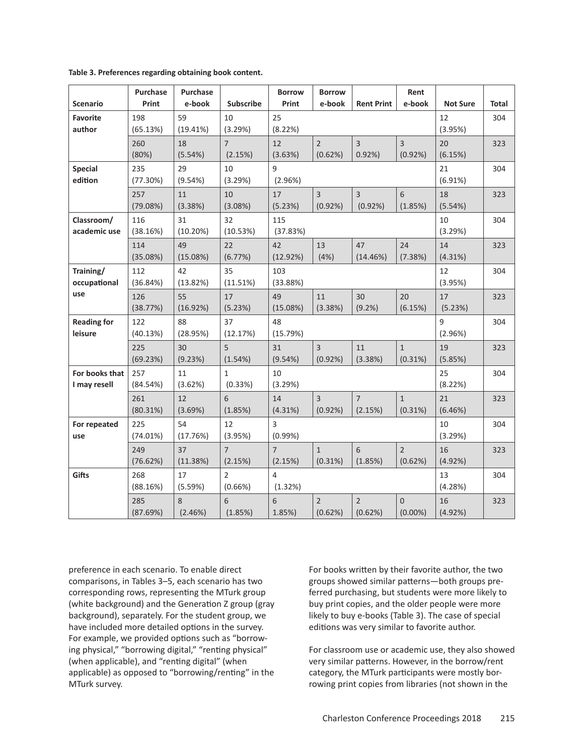**Table 3. Preferences regarding obtaining book content.**

| Scenario | Purchase Print | Purchase e-book | Subscribe | Borrow Print | Borrow e-book | Rent Print | Rent e-book | Not Sure | Total |
|---|---|---|---|---|---|---|---|---|---|
| **Favorite author** | 198 (65.13%) | 59 (19.41%) | 10 (3.29%) | 25 (8.22%) | | | | 12 (3.95%) | 304 |
| | 260 (80%) | 18 (5.54%) | 7 (2.15%) | 12 (3.63%) | 2 (0.62%) | 3 0.92%) | 3 (0.92%) | 20 (6.15%) | 323 |
| **Special edition** | 235 (77.30%) | 29 (9.54%) | 10 (3.29%) | 9 (2.96%) | | | | 21 (6.91%) | 304 |
| | 257 (79.08%) | 11 (3.38%) | 10 (3.08%) | 17 (5.23%) | 3 (0.92%) | 3 (0.92%) | 6 (1.85%) | 18 (5.54%) | 323 |
| **Classroom/ academic use** | 116 (38.16%) | 31 (10.20%) | 32 (10.53%) | 115 (37.83%) | | | | 10 (3.29%) | 304 |
| | 114 (35.08%) | 49 (15.08%) | 22 (6.77%) | 42 (12.92%) | 13 (4%) | 47 (14.46%) | 24 (7.38%) | 14 (4.31%) | 323 |
| **Training/ occupational use** | 112 (36.84%) | 42 (13.82%) | 35 (11.51%) | 103 (33.88%) | | | | 12 (3.95%) | 304 |
| | 126 (38.77%) | 55 (16.92%) | 17 (5.23%) | 49 (15.08%) | 11 (3.38%) | 30 (9.2%) | 20 (6.15%) | 17 (5.23%) | 323 |
| **Reading for leisure** | 122 (40.13%) | 88 (28.95%) | 37 (12.17%) | 48 (15.79%) | | | | 9 (2.96%) | 304 |
| | 225 (69.23%) | 30 (9.23%) | 5 (1.54%) | 31 (9.54%) | 3 (0.92%) | 11 (3.38%) | 1 (0.31%) | 19 (5.85%) | 323 |
| **For books that I may resell** | 257 (84.54%) | 11 (3.62%) | 1 (0.33%) | 10 (3.29%) | | | | 25 (8.22%) | 304 |
| | 261 (80.31%) | 12 (3.69%) | 6 (1.85%) | 14 (4.31%) | 3 (0.92%) | 7 (2.15%) | 1 (0.31%) | 21 (6.46%) | 323 |
| **For repeated use** | 225 (74.01%) | 54 (17.76%) | 12 (3.95%) | 3 (0.99%) | | | | 10 (3.29%) | 304 |
| | 249 (76.62%) | 37 (11.38%) | 7 (2.15%) | 7 (2.15%) | 1 (0.31%) | 6 (1.85%) | 2 (0.62%) | 16 (4.92%) | 323 |
| **Gifts** | 268 (88.16%) | 17 (5.59%) | 2 (0.66%) | 4 (1.32%) | | | | 13 (4.28%) | 304 |
| | 285 (87.69%) | 8 (2.46%) | 6 (1.85%) | 6 1.85%) | 2 (0.62%) | 2 (0.62%) | 0 (0.00%) | 16 (4.92%) | 323 |

preference in each scenario. To enable direct comparisons, in Tables 3–5, each scenario has two corresponding rows, representing the MTurk group (white background) and the Generation Z group (gray background), separately. For the student group, we have included more detailed options in the survey. For example, we provided options such as "borrowing physical," "borrowing digital," "renting physical" (when applicable), and "renting digital" (when applicable) as opposed to "borrowing/renting" in the MTurk survey.

For books written by their favorite author, the two groups showed similar patterns—both groups preferred purchasing, but students were more likely to buy print copies, and the older people were more likely to buy e-books (Table 3). The case of special editions was very similar to favorite author.

For classroom use or academic use, they also showed very similar patterns. However, in the borrow/rent category, the MTurk participants were mostly borrowing print copies from libraries (not shown in the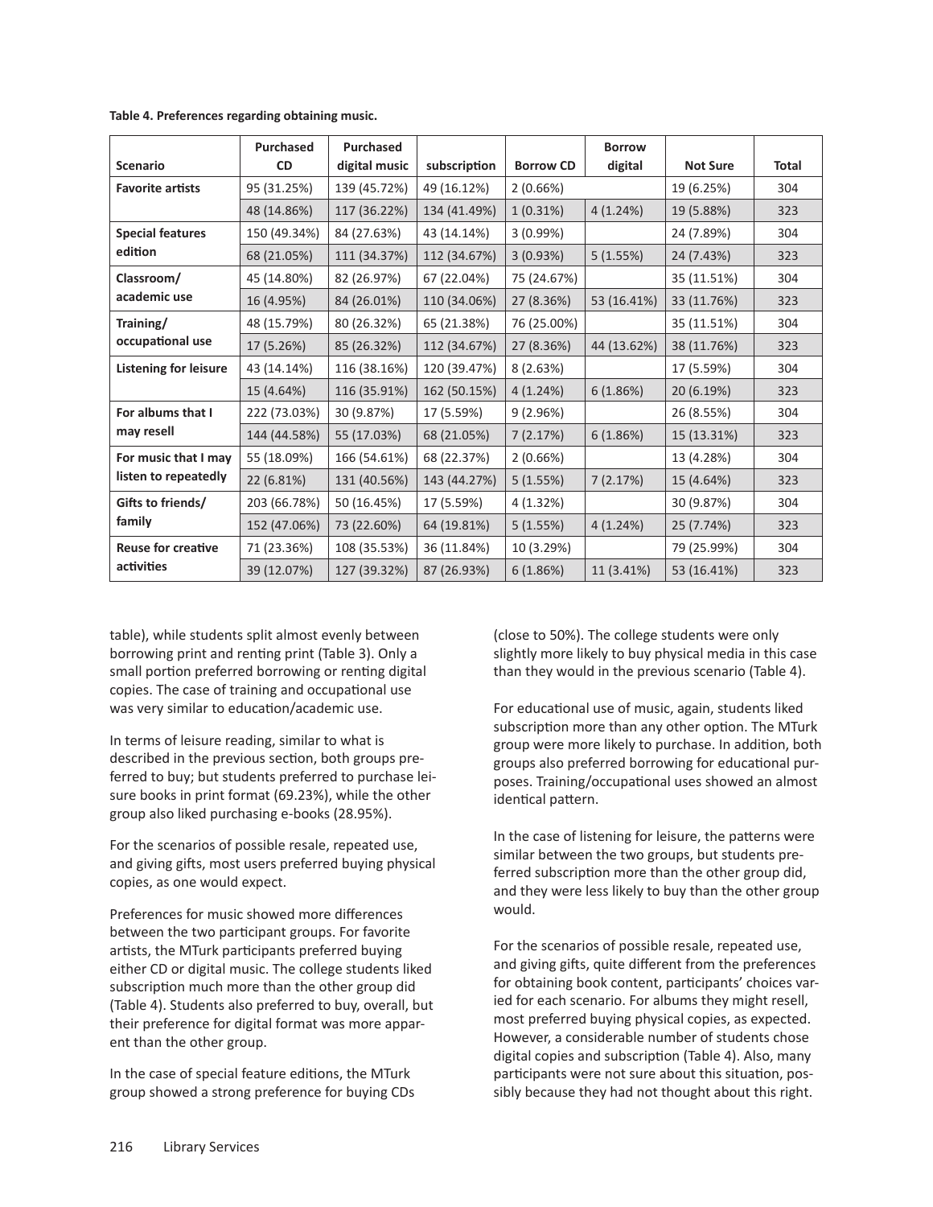**Table 4. Preferences regarding obtaining music.**

| Scenario | Purchased CD | Purchased digital music | subscription | Borrow CD | Borrow digital | Not Sure | Total |
|---|---|---|---|---|---|---|---|
| **Favorite artists** | 95 (31.25%) | 139 (45.72%) | 49 (16.12%) | 2 (0.66%) | | 19 (6.25%) | 304 |
| | 48 (14.86%) | 117 (36.22%) | 134 (41.49%) | 1 (0.31%) | 4 (1.24%) | 19 (5.88%) | 323 |
| **Special features edition** | 150 (49.34%) | 84 (27.63%) | 43 (14.14%) | 3 (0.99%) | | 24 (7.89%) | 304 |
| | 68 (21.05%) | 111 (34.37%) | 112 (34.67%) | 3 (0.93%) | 5 (1.55%) | 24 (7.43%) | 323 |
| **Classroom/ academic use** | 45 (14.80%) | 82 (26.97%) | 67 (22.04%) | 75 (24.67%) | | 35 (11.51%) | 304 |
| | 16 (4.95%) | 84 (26.01%) | 110 (34.06%) | 27 (8.36%) | 53 (16.41%) | 33 (11.76%) | 323 |
| **Training/ occupational use** | 48 (15.79%) | 80 (26.32%) | 65 (21.38%) | 76 (25.00%) | | 35 (11.51%) | 304 |
| | 17 (5.26%) | 85 (26.32%) | 112 (34.67%) | 27 (8.36%) | 44 (13.62%) | 38 (11.76%) | 323 |
| **Listening for leisure** | 43 (14.14%) | 116 (38.16%) | 120 (39.47%) | 8 (2.63%) | | 17 (5.59%) | 304 |
| | 15 (4.64%) | 116 (35.91%) | 162 (50.15%) | 4 (1.24%) | 6 (1.86%) | 20 (6.19%) | 323 |
| **For albums that I may resell** | 222 (73.03%) | 30 (9.87%) | 17 (5.59%) | 9 (2.96%) | | 26 (8.55%) | 304 |
| | 144 (44.58%) | 55 (17.03%) | 68 (21.05%) | 7 (2.17%) | 6 (1.86%) | 15 (13.31%) | 323 |
| **For music that I may listen to repeatedly** | 55 (18.09%) | 166 (54.61%) | 68 (22.37%) | 2 (0.66%) | | 13 (4.28%) | 304 |
| | 22 (6.81%) | 131 (40.56%) | 143 (44.27%) | 5 (1.55%) | 7 (2.17%) | 15 (4.64%) | 323 |
| **Gifts to friends/ family** | 203 (66.78%) | 50 (16.45%) | 17 (5.59%) | 4 (1.32%) | | 30 (9.87%) | 304 |
| | 152 (47.06%) | 73 (22.60%) | 64 (19.81%) | 5 (1.55%) | 4 (1.24%) | 25 (7.74%) | 323 |
| **Reuse for creative activities** | 71 (23.36%) | 108 (35.53%) | 36 (11.84%) | 10 (3.29%) | | 79 (25.99%) | 304 |
| | 39 (12.07%) | 127 (39.32%) | 87 (26.93%) | 6 (1.86%) | 11 (3.41%) | 53 (16.41%) | 323 |

table), while students split almost evenly between borrowing print and renting print (Table 3). Only a small portion preferred borrowing or renting digital copies. The case of training and occupational use was very similar to education/academic use.

In terms of leisure reading, similar to what is described in the previous section, both groups preferred to buy; but students preferred to purchase leisure books in print format (69.23%), while the other group also liked purchasing e-books (28.95%).

For the scenarios of possible resale, repeated use, and giving gifts, most users preferred buying physical copies, as one would expect.

Preferences for music showed more differences between the two participant groups. For favorite artists, the MTurk participants preferred buying either CD or digital music. The college students liked subscription much more than the other group did (Table 4). Students also preferred to buy, overall, but their preference for digital format was more apparent than the other group.

In the case of special feature editions, the MTurk group showed a strong preference for buying CDs (close to 50%). The college students were only slightly more likely to buy physical media in this case than they would in the previous scenario (Table 4).

For educational use of music, again, students liked subscription more than any other option. The MTurk group were more likely to purchase. In addition, both groups also preferred borrowing for educational purposes. Training/occupational uses showed an almost identical pattern.

In the case of listening for leisure, the patterns were similar between the two groups, but students preferred subscription more than the other group did, and they were less likely to buy than the other group would.

For the scenarios of possible resale, repeated use, and giving gifts, quite different from the preferences for obtaining book content, participants' choices varied for each scenario. For albums they might resell, most preferred buying physical copies, as expected. However, a considerable number of students chose digital copies and subscription (Table 4). Also, many participants were not sure about this situation, possibly because they had not thought about this right.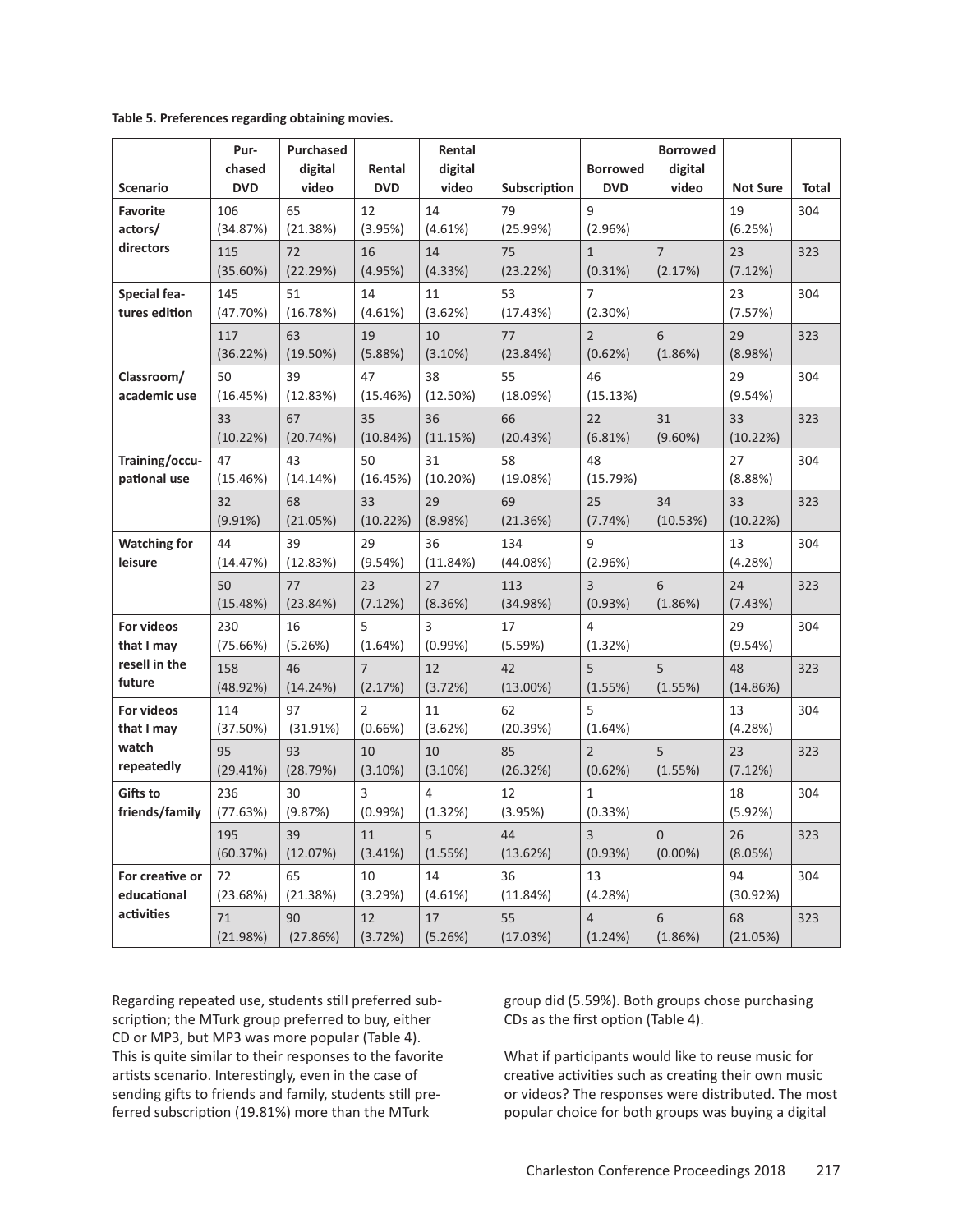**Table 5. Preferences regarding obtaining movies.**

| Scenario | Purchased DVD | Purchased digital video | Rental DVD | Rental digital video | Subscription | Borrowed DVD | Borrowed digital video | Not Sure | Total |
|---|---|---|---|---|---|---|---|---|---|
| **Favorite actors/ directors** | 106 (34.87%) | 65 (21.38%) | 12 (3.95%) | 14 (4.61%) | 79 (25.99%) | 9 (2.96%) | | 19 (6.25%) | 304 |
| | 115 (35.60%) | 72 (22.29%) | 16 (4.95%) | 14 (4.33%) | 75 (23.22%) | 1 (0.31%) | 7 (2.17%) | 23 (7.12%) | 323 |
| **Special features edition** | 145 (47.70%) | 51 (16.78%) | 14 (4.61%) | 11 (3.62%) | 53 (17.43%) | 7 (2.30%) | | 23 (7.57%) | 304 |
| | 117 (36.22%) | 63 (19.50%) | 19 (5.88%) | 10 (3.10%) | 77 (23.84%) | 2 (0.62%) | 6 (1.86%) | 29 (8.98%) | 323 |
| **Classroom/ academic use** | 50 (16.45%) | 39 (12.83%) | 47 (15.46%) | 38 (12.50%) | 55 (18.09%) | 46 (15.13%) | | 29 (9.54%) | 304 |
| | 33 (10.22%) | 67 (20.74%) | 35 (10.84%) | 36 (11.15%) | 66 (20.43%) | 22 (6.81%) | 31 (9.60%) | 33 (10.22%) | 323 |
| **Training/occupational use** | 47 (15.46%) | 43 (14.14%) | 50 (16.45%) | 31 (10.20%) | 58 (19.08%) | 48 (15.79%) | | 27 (8.88%) | 304 |
| | 32 (9.91%) | 68 (21.05%) | 33 (10.22%) | 29 (8.98%) | 69 (21.36%) | 25 (7.74%) | 34 (10.53%) | 33 (10.22%) | 323 |
| **Watching for leisure** | 44 (14.47%) | 39 (12.83%) | 29 (9.54%) | 36 (11.84%) | 134 (44.08%) | 9 (2.96%) | | 13 (4.28%) | 304 |
| | 50 (15.48%) | 77 (23.84%) | 23 (7.12%) | 27 (8.36%) | 113 (34.98%) | 3 (0.93%) | 6 (1.86%) | 24 (7.43%) | 323 |
| **For videos that I may resell in the future** | 230 (75.66%) | 16 (5.26%) | 5 (1.64%) | 3 (0.99%) | 17 (5.59%) | 4 (1.32%) | | 29 (9.54%) | 304 |
| | 158 (48.92%) | 46 (14.24%) | 7 (2.17%) | 12 (3.72%) | 42 (13.00%) | 5 (1.55%) | 5 (1.55%) | 48 (14.86%) | 323 |
| **For videos that I may watch repeatedly** | 114 (37.50%) | 97 (31.91%) | 2 (0.66%) | 11 (3.62%) | 62 (20.39%) | 5 (1.64%) | | 13 (4.28%) | 304 |
| | 95 (29.41%) | 93 (28.79%) | 10 (3.10%) | 10 (3.10%) | 85 (26.32%) | 2 (0.62%) | 5 (1.55%) | 23 (7.12%) | 323 |
| **Gifts to friends/family** | 236 (77.63%) | 30 (9.87%) | 3 (0.99%) | 4 (1.32%) | 12 (3.95%) | 1 (0.33%) | | 18 (5.92%) | 304 |
| | 195 (60.37%) | 39 (12.07%) | 11 (3.41%) | 5 (1.55%) | 44 (13.62%) | 3 (0.93%) | 0 (0.00%) | 26 (8.05%) | 323 |
| **For creative or educational activities** | 72 (23.68%) | 65 (21.38%) | 10 (3.29%) | 14 (4.61%) | 36 (11.84%) | 13 (4.28%) | | 94 (30.92%) | 304 |
| | 71 (21.98%) | 90 (27.86%) | 12 (3.72%) | 17 (5.26%) | 55 (17.03%) | 4 (1.24%) | 6 (1.86%) | 68 (21.05%) | 323 |

Regarding repeated use, students still preferred subscription; the MTurk group preferred to buy, either CD or MP3, but MP3 was more popular (Table 4). This is quite similar to their responses to the favorite artists scenario. Interestingly, even in the case of sending gifts to friends and family, students still preferred subscription (19.81%) more than the MTurk group did (5.59%). Both groups chose purchasing CDs as the first option (Table 4).

What if participants would like to reuse music for creative activities such as creating their own music or videos? The responses were distributed. The most popular choice for both groups was buying a digital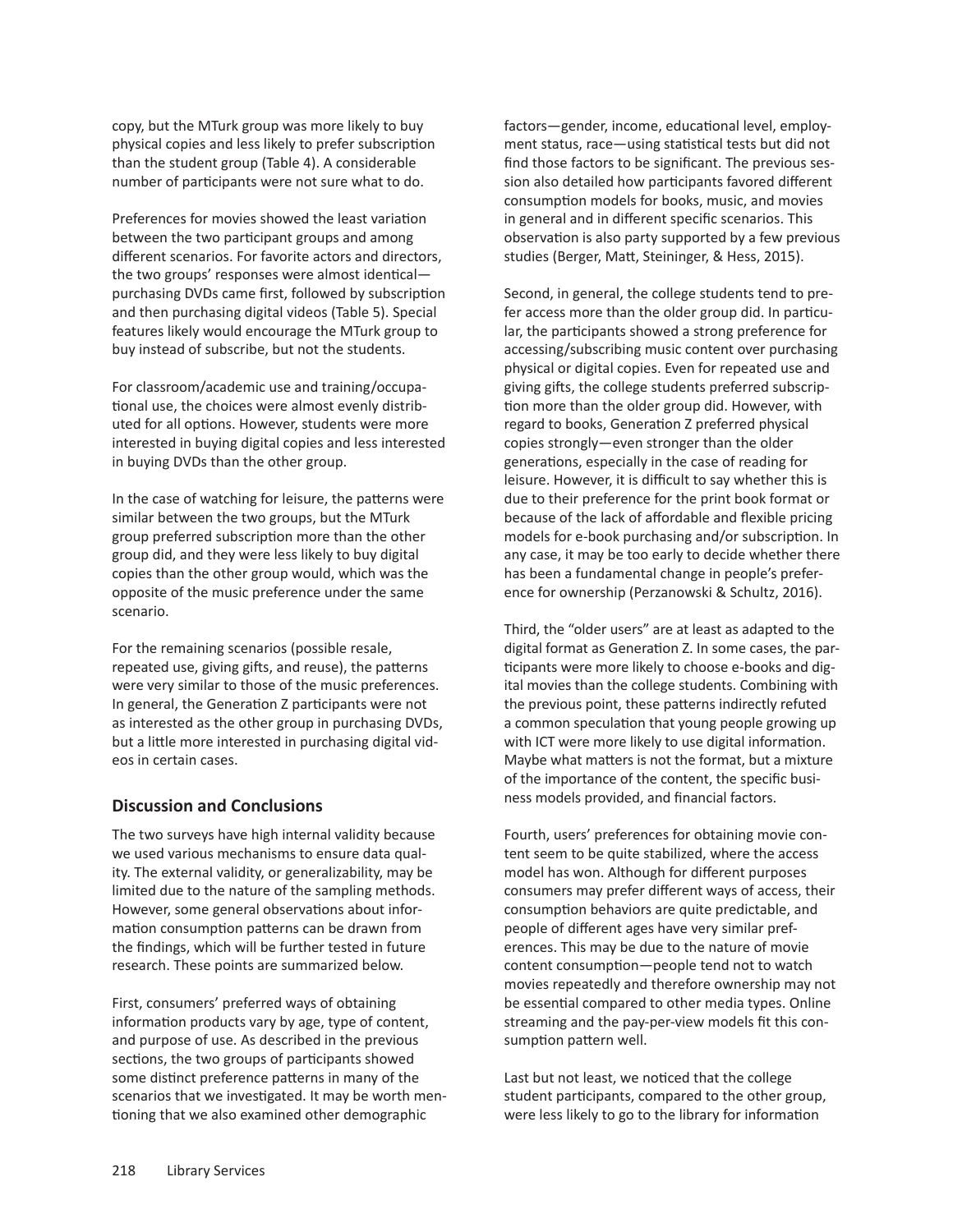copy, but the MTurk group was more likely to buy physical copies and less likely to prefer subscription than the student group (Table 4). A considerable number of participants were not sure what to do.

Preferences for movies showed the least variation between the two participant groups and among different scenarios. For favorite actors and directors, the two groups' responses were almost identical—purchasing DVDs came first, followed by subscription and then purchasing digital videos (Table 5). Special features likely would encourage the MTurk group to buy instead of subscribe, but not the students.

For classroom/academic use and training/occupational use, the choices were almost evenly distributed for all options. However, students were more interested in buying digital copies and less interested in buying DVDs than the other group.

In the case of watching for leisure, the patterns were similar between the two groups, but the MTurk group preferred subscription more than the other group did, and they were less likely to buy digital copies than the other group would, which was the opposite of the music preference under the same scenario.

For the remaining scenarios (possible resale, repeated use, giving gifts, and reuse), the patterns were very similar to those of the music preferences. In general, the Generation Z participants were not as interested as the other group in purchasing DVDs, but a little more interested in purchasing digital videos in certain cases.

## Discussion and Conclusions

The two surveys have high internal validity because we used various mechanisms to ensure data quality. The external validity, or generalizability, may be limited due to the nature of the sampling methods. However, some general observations about information consumption patterns can be drawn from the findings, which will be further tested in future research. These points are summarized below.

First, consumers' preferred ways of obtaining information products vary by age, type of content, and purpose of use. As described in the previous sections, the two groups of participants showed some distinct preference patterns in many of the scenarios that we investigated. It may be worth mentioning that we also examined other demographic factors—gender, income, educational level, employment status, race—using statistical tests but did not find those factors to be significant. The previous session also detailed how participants favored different consumption models for books, music, and movies in general and in different specific scenarios. This observation is also party supported by a few previous studies (Berger, Matt, Steininger, & Hess, 2015).

Second, in general, the college students tend to prefer access more than the older group did. In particular, the participants showed a strong preference for accessing/subscribing music content over purchasing physical or digital copies. Even for repeated use and giving gifts, the college students preferred subscription more than the older group did. However, with regard to books, Generation Z preferred physical copies strongly—even stronger than the older generations, especially in the case of reading for leisure. However, it is difficult to say whether this is due to their preference for the print book format or because of the lack of affordable and flexible pricing models for e-book purchasing and/or subscription. In any case, it may be too early to decide whether there has been a fundamental change in people's preference for ownership (Perzanowski & Schultz, 2016).

Third, the "older users" are at least as adapted to the digital format as Generation Z. In some cases, the participants were more likely to choose e-books and digital movies than the college students. Combining with the previous point, these patterns indirectly refuted a common speculation that young people growing up with ICT were more likely to use digital information. Maybe what matters is not the format, but a mixture of the importance of the content, the specific business models provided, and financial factors.

Fourth, users' preferences for obtaining movie content seem to be quite stabilized, where the access model has won. Although for different purposes consumers may prefer different ways of access, their consumption behaviors are quite predictable, and people of different ages have very similar preferences. This may be due to the nature of movie content consumption—people tend not to watch movies repeatedly and therefore ownership may not be essential compared to other media types. Online streaming and the pay-per-view models fit this consumption pattern well.

Last but not least, we noticed that the college student participants, compared to the other group, were less likely to go to the library for information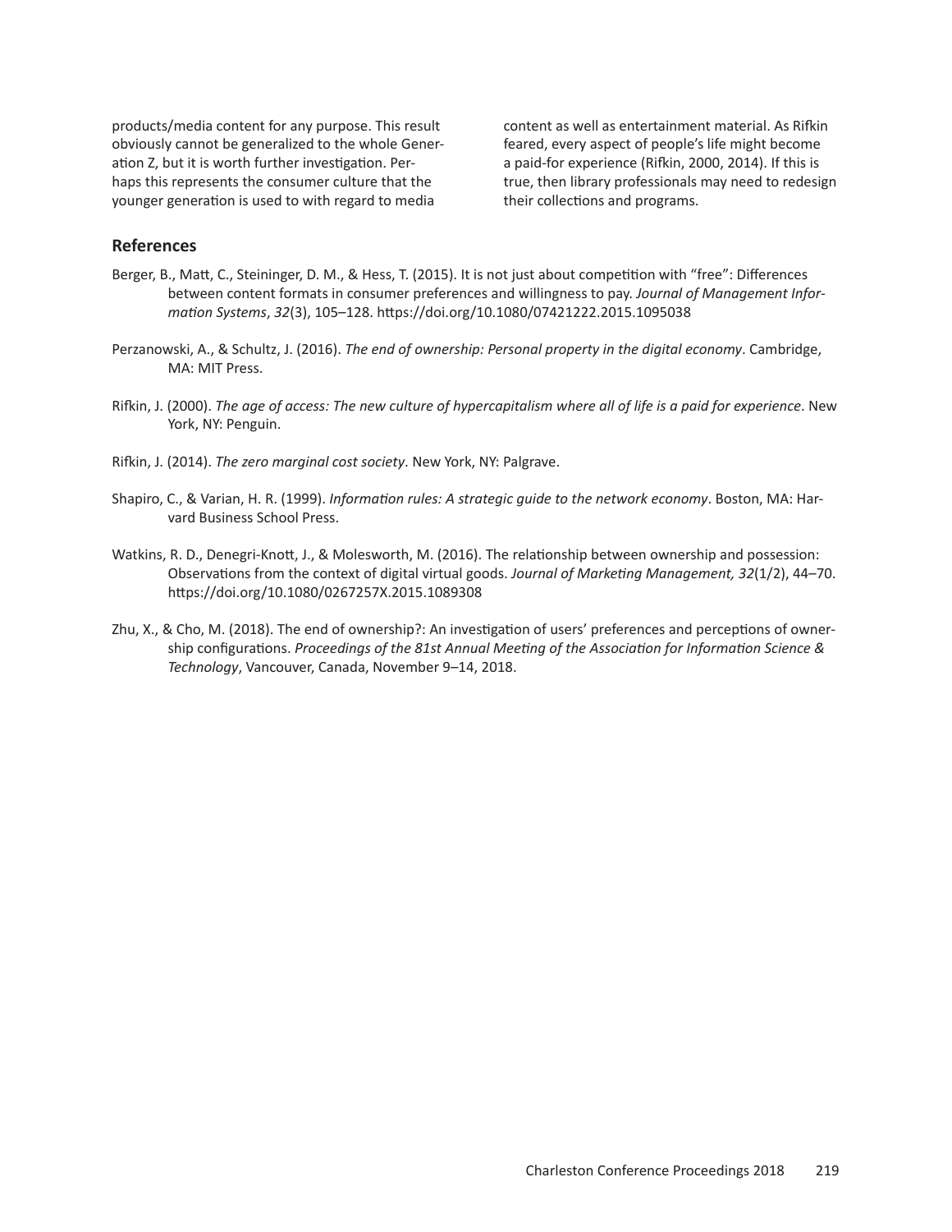products/media content for any purpose. This result obviously cannot be generalized to the whole Generation Z, but it is worth further investigation. Perhaps this represents the consumer culture that the younger generation is used to with regard to media content as well as entertainment material. As Rifkin feared, every aspect of people's life might become a paid-for experience (Rifkin, 2000, 2014). If this is true, then library professionals may need to redesign their collections and programs.

## References

Berger, B., Matt, C., Steininger, D. M., & Hess, T. (2015). It is not just about competition with "free": Differences between content formats in consumer preferences and willingness to pay. *Journal of Management Information Systems*, *32*(3), 105–128. https://doi.org/10.1080/07421222.2015.1095038

Perzanowski, A., & Schultz, J. (2016). *The end of ownership: Personal property in the digital economy*. Cambridge, MA: MIT Press.

Rifkin, J. (2000). *The age of access: The new culture of hypercapitalism where all of life is a paid for experience*. New York, NY: Penguin.

Rifkin, J. (2014). *The zero marginal cost society*. New York, NY: Palgrave.

Shapiro, C., & Varian, H. R. (1999). *Information rules: A strategic guide to the network economy*. Boston, MA: Harvard Business School Press.

Watkins, R. D., Denegri-Knott, J., & Molesworth, M. (2016). The relationship between ownership and possession: Observations from the context of digital virtual goods. *Journal of Marketing Management, 32*(1/2), 44–70. https://doi.org/10.1080/0267257X.2015.1089308

Zhu, X., & Cho, M. (2018). The end of ownership?: An investigation of users' preferences and perceptions of ownership configurations. *Proceedings of the 81st Annual Meeting of the Association for Information Science & Technology*, Vancouver, Canada, November 9–14, 2018.